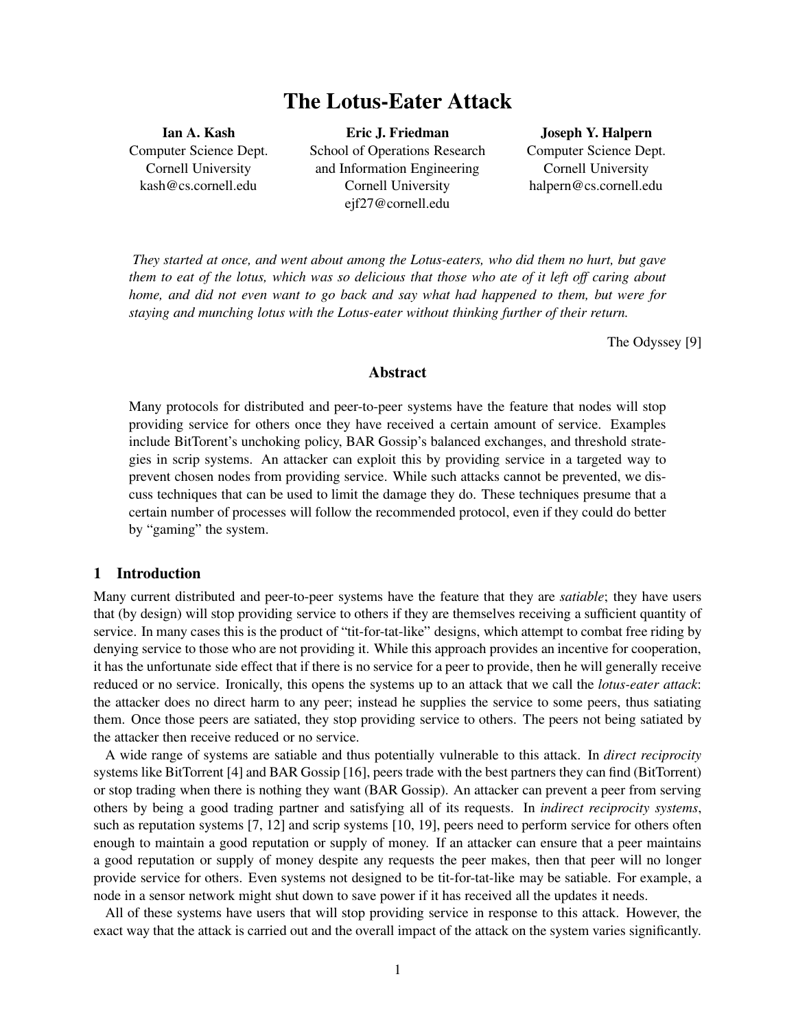# The Lotus-Eater Attack

**Ian A. Kash**
Computer Science Dept.
Cornell University
kash@cs.cornell.edu

**Eric J. Friedman**
School of Operations Research
and Information Engineering
Cornell University
ejf27@cornell.edu

**Joseph Y. Halpern**
Computer Science Dept.
Cornell University
halpern@cs.cornell.edu

*They started at once, and went about among the Lotus-eaters, who did them no hurt, but gave them to eat of the lotus, which was so delicious that those who ate of it left off caring about home, and did not even want to go back and say what had happened to them, but were for staying and munching lotus with the Lotus-eater without thinking further of their return.*

The Odyssey [9]

## Abstract

Many protocols for distributed and peer-to-peer systems have the feature that nodes will stop providing service for others once they have received a certain amount of service. Examples include BitTorent's unchoking policy, BAR Gossip's balanced exchanges, and threshold strategies in scrip systems. An attacker can exploit this by providing service in a targeted way to prevent chosen nodes from providing service. While such attacks cannot be prevented, we discuss techniques that can be used to limit the damage they do. These techniques presume that a certain number of processes will follow the recommended protocol, even if they could do better by "gaming" the system.

## 1 Introduction

Many current distributed and peer-to-peer systems have the feature that they are *satiable*; they have users that (by design) will stop providing service to others if they are themselves receiving a sufficient quantity of service. In many cases this is the product of "tit-for-tat-like" designs, which attempt to combat free riding by denying service to those who are not providing it. While this approach provides an incentive for cooperation, it has the unfortunate side effect that if there is no service for a peer to provide, then he will generally receive reduced or no service. Ironically, this opens the systems up to an attack that we call the *lotus-eater attack*: the attacker does no direct harm to any peer; instead he supplies the service to some peers, thus satiating them. Once those peers are satiated, they stop providing service to others. The peers not being satiated by the attacker then receive reduced or no service.

A wide range of systems are satiable and thus potentially vulnerable to this attack. In *direct reciprocity* systems like BitTorrent [4] and BAR Gossip [16], peers trade with the best partners they can find (BitTorrent) or stop trading when there is nothing they want (BAR Gossip). An attacker can prevent a peer from serving others by being a good trading partner and satisfying all of its requests. In *indirect reciprocity systems*, such as reputation systems [7, 12] and scrip systems [10, 19], peers need to perform service for others often enough to maintain a good reputation or supply of money. If an attacker can ensure that a peer maintains a good reputation or supply of money despite any requests the peer makes, then that peer will no longer provide service for others. Even systems not designed to be tit-for-tat-like may be satiable. For example, a node in a sensor network might shut down to save power if it has received all the updates it needs.

All of these systems have users that will stop providing service in response to this attack. However, the exact way that the attack is carried out and the overall impact of the attack on the system varies significantly.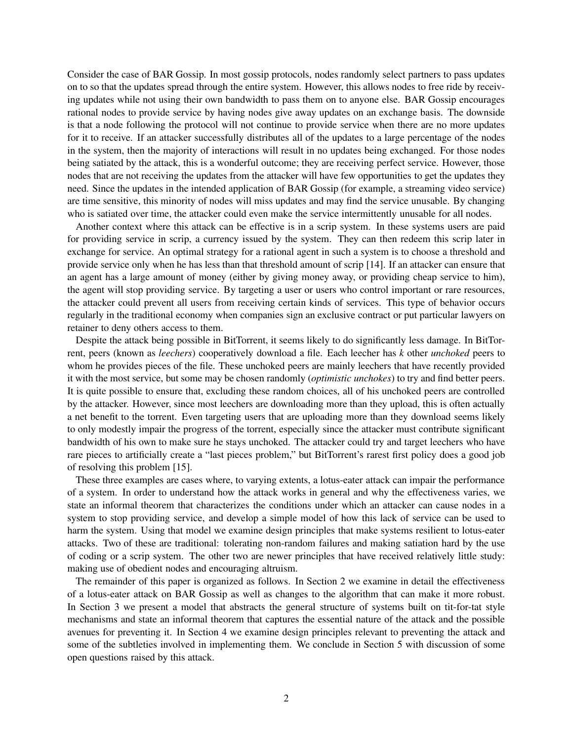Consider the case of BAR Gossip. In most gossip protocols, nodes randomly select partners to pass updates on to so that the updates spread through the entire system. However, this allows nodes to free ride by receiving updates while not using their own bandwidth to pass them on to anyone else. BAR Gossip encourages rational nodes to provide service by having nodes give away updates on an exchange basis. The downside is that a node following the protocol will not continue to provide service when there are no more updates for it to receive. If an attacker successfully distributes all of the updates to a large percentage of the nodes in the system, then the majority of interactions will result in no updates being exchanged. For those nodes being satiated by the attack, this is a wonderful outcome; they are receiving perfect service. However, those nodes that are not receiving the updates from the attacker will have few opportunities to get the updates they need. Since the updates in the intended application of BAR Gossip (for example, a streaming video service) are time sensitive, this minority of nodes will miss updates and may find the service unusable. By changing who is satiated over time, the attacker could even make the service intermittently unusable for all nodes.

Another context where this attack can be effective is in a scrip system. In these systems users are paid for providing service in scrip, a currency issued by the system. They can then redeem this scrip later in exchange for service. An optimal strategy for a rational agent in such a system is to choose a threshold and provide service only when he has less than that threshold amount of scrip [14]. If an attacker can ensure that an agent has a large amount of money (either by giving money away, or providing cheap service to him), the agent will stop providing service. By targeting a user or users who control important or rare resources, the attacker could prevent all users from receiving certain kinds of services. This type of behavior occurs regularly in the traditional economy when companies sign an exclusive contract or put particular lawyers on retainer to deny others access to them.

Despite the attack being possible in BitTorrent, it seems likely to do significantly less damage. In BitTorrent, peers (known as *leechers*) cooperatively download a file. Each leecher has *k* other *unchoked* peers to whom he provides pieces of the file. These unchoked peers are mainly leechers that have recently provided it with the most service, but some may be chosen randomly (*optimistic unchokes*) to try and find better peers. It is quite possible to ensure that, excluding these random choices, all of his unchoked peers are controlled by the attacker. However, since most leechers are downloading more than they upload, this is often actually a net benefit to the torrent. Even targeting users that are uploading more than they download seems likely to only modestly impair the progress of the torrent, especially since the attacker must contribute significant bandwidth of his own to make sure he stays unchoked. The attacker could try and target leechers who have rare pieces to artificially create a "last pieces problem," but BitTorrent's rarest first policy does a good job of resolving this problem [15].

These three examples are cases where, to varying extents, a lotus-eater attack can impair the performance of a system. In order to understand how the attack works in general and why the effectiveness varies, we state an informal theorem that characterizes the conditions under which an attacker can cause nodes in a system to stop providing service, and develop a simple model of how this lack of service can be used to harm the system. Using that model we examine design principles that make systems resilient to lotus-eater attacks. Two of these are traditional: tolerating non-random failures and making satiation hard by the use of coding or a scrip system. The other two are newer principles that have received relatively little study: making use of obedient nodes and encouraging altruism.

The remainder of this paper is organized as follows. In Section 2 we examine in detail the effectiveness of a lotus-eater attack on BAR Gossip as well as changes to the algorithm that can make it more robust. In Section 3 we present a model that abstracts the general structure of systems built on tit-for-tat style mechanisms and state an informal theorem that captures the essential nature of the attack and the possible avenues for preventing it. In Section 4 we examine design principles relevant to preventing the attack and some of the subtleties involved in implementing them. We conclude in Section 5 with discussion of some open questions raised by this attack.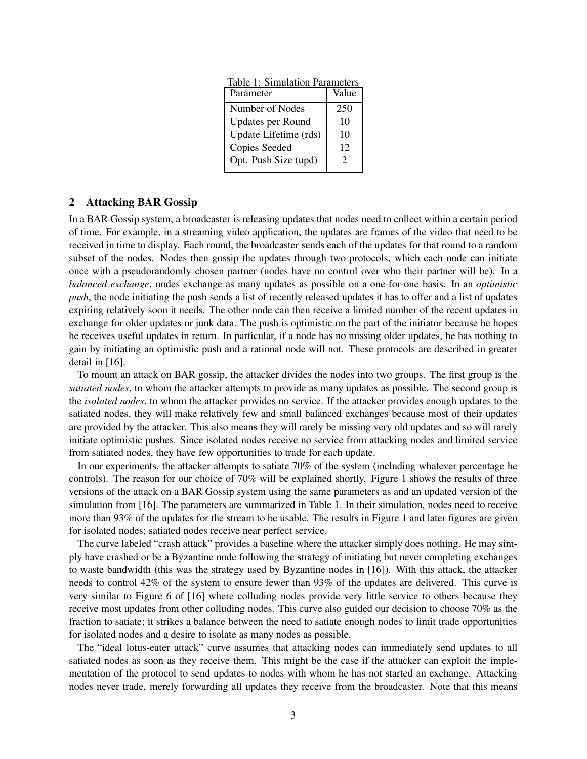Table 1: Simulation Parameters

| Parameter | Value |
|---|---|
| Number of Nodes | 250 |
| Updates per Round | 10 |
| Update Lifetime (rds) | 10 |
| Copies Seeded | 12 |
| Opt. Push Size (upd) | 2 |

## 2 Attacking BAR Gossip

In a BAR Gossip system, a broadcaster is releasing updates that nodes need to collect within a certain period of time. For example, in a streaming video application, the updates are frames of the video that need to be received in time to display. Each round, the broadcaster sends each of the updates for that round to a random subset of the nodes. Nodes then gossip the updates through two protocols, which each node can initiate once with a pseudorandomly chosen partner (nodes have no control over who their partner will be). In a *balanced exchange*, nodes exchange as many updates as possible on a one-for-one basis. In an *optimistic push*, the node initiating the push sends a list of recently released updates it has to offer and a list of updates expiring relatively soon it needs. The other node can then receive a limited number of the recent updates in exchange for older updates or junk data. The push is optimistic on the part of the initiator because he hopes he receives useful updates in return. In particular, if a node has no missing older updates, he has nothing to gain by initiating an optimistic push and a rational node will not. These protocols are described in greater detail in [16].

To mount an attack on BAR gossip, the attacker divides the nodes into two groups. The first group is the *satiated nodes*, to whom the attacker attempts to provide as many updates as possible. The second group is the *isolated nodes*, to whom the attacker provides no service. If the attacker provides enough updates to the satiated nodes, they will make relatively few and small balanced exchanges because most of their updates are provided by the attacker. This also means they will rarely be missing very old updates and so will rarely initiate optimistic pushes. Since isolated nodes receive no service from attacking nodes and limited service from satiated nodes, they have few opportunities to trade for each update.

In our experiments, the attacker attempts to satiate 70% of the system (including whatever percentage he controls). The reason for our choice of 70% will be explained shortly. Figure 1 shows the results of three versions of the attack on a BAR Gossip system using the same parameters as and an updated version of the simulation from [16]. The parameters are summarized in Table 1. In their simulation, nodes need to receive more than 93% of the updates for the stream to be usable. The results in Figure 1 and later figures are given for isolated nodes; satiated nodes receive near perfect service.

The curve labeled "crash attack" provides a baseline where the attacker simply does nothing. He may simply have crashed or be a Byzantine node following the strategy of initiating but never completing exchanges to waste bandwidth (this was the strategy used by Byzantine nodes in [16]). With this attack, the attacker needs to control 42% of the system to ensure fewer than 93% of the updates are delivered. This curve is very similar to Figure 6 of [16] where colluding nodes provide very little service to others because they receive most updates from other colluding nodes. This curve also guided our decision to choose 70% as the fraction to satiate; it strikes a balance between the need to satiate enough nodes to limit trade opportunities for isolated nodes and a desire to isolate as many nodes as possible.

The "ideal lotus-eater attack" curve assumes that attacking nodes can immediately send updates to all satiated nodes as soon as they receive them. This might be the case if the attacker can exploit the implementation of the protocol to send updates to nodes with whom he has not started an exchange. Attacking nodes never trade, merely forwarding all updates they receive from the broadcaster. Note that this means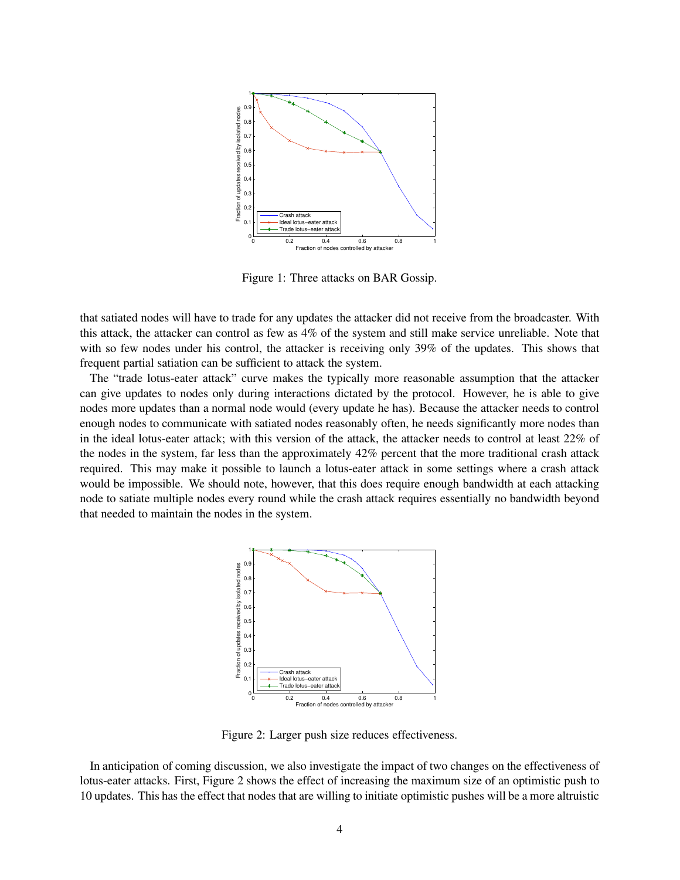Figure 1: Three attacks on BAR Gossip.

that satiated nodes will have to trade for any updates the attacker did not receive from the broadcaster. With this attack, the attacker can control as few as 4% of the system and still make service unreliable. Note that with so few nodes under his control, the attacker is receiving only 39% of the updates. This shows that frequent partial satiation can be sufficient to attack the system.

The "trade lotus-eater attack" curve makes the typically more reasonable assumption that the attacker can give updates to nodes only during interactions dictated by the protocol. However, he is able to give nodes more updates than a normal node would (every update he has). Because the attacker needs to control enough nodes to communicate with satiated nodes reasonably often, he needs significantly more nodes than in the ideal lotus-eater attack; with this version of the attack, the attacker needs to control at least 22% of the nodes in the system, far less than the approximately 42% percent that the more traditional crash attack required. This may make it possible to launch a lotus-eater attack in some settings where a crash attack would be impossible. We should note, however, that this does require enough bandwidth at each attacking node to satiate multiple nodes every round while the crash attack requires essentially no bandwidth beyond that needed to maintain the nodes in the system.

Figure 2: Larger push size reduces effectiveness.

In anticipation of coming discussion, we also investigate the impact of two changes on the effectiveness of lotus-eater attacks. First, Figure 2 shows the effect of increasing the maximum size of an optimistic push to 10 updates. This has the effect that nodes that are willing to initiate optimistic pushes will be a more altruistic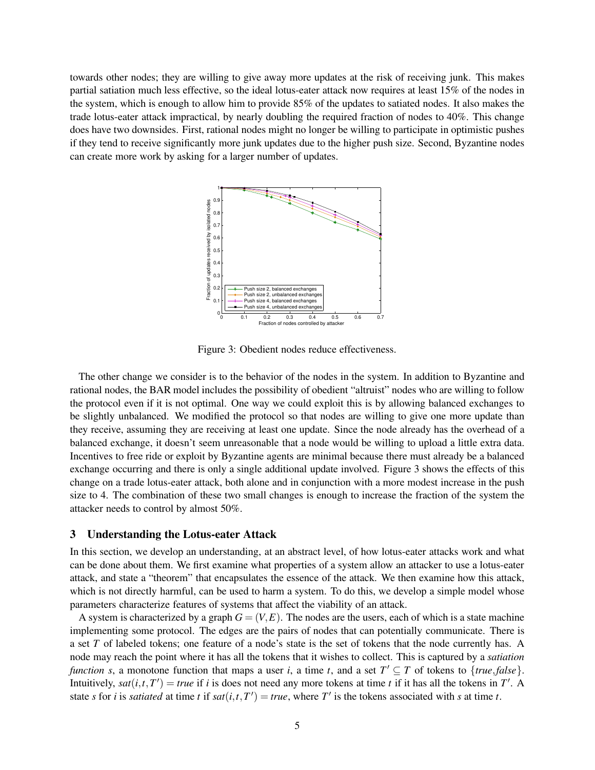towards other nodes; they are willing to give away more updates at the risk of receiving junk. This makes partial satiation much less effective, so the ideal lotus-eater attack now requires at least 15% of the nodes in the system, which is enough to allow him to provide 85% of the updates to satiated nodes. It also makes the trade lotus-eater attack impractical, by nearly doubling the required fraction of nodes to 40%. This change does have two downsides. First, rational nodes might no longer be willing to participate in optimistic pushes if they tend to receive significantly more junk updates due to the higher push size. Second, Byzantine nodes can create more work by asking for a larger number of updates.

Figure 3: Obedient nodes reduce effectiveness.

The other change we consider is to the behavior of the nodes in the system. In addition to Byzantine and rational nodes, the BAR model includes the possibility of obedient "altruist" nodes who are willing to follow the protocol even if it is not optimal. One way we could exploit this is by allowing balanced exchanges to be slightly unbalanced. We modified the protocol so that nodes are willing to give one more update than they receive, assuming they are receiving at least one update. Since the node already has the overhead of a balanced exchange, it doesn't seem unreasonable that a node would be willing to upload a little extra data. Incentives to free ride or exploit by Byzantine agents are minimal because there must already be a balanced exchange occurring and there is only a single additional update involved. Figure 3 shows the effects of this change on a trade lotus-eater attack, both alone and in conjunction with a more modest increase in the push size to 4. The combination of these two small changes is enough to increase the fraction of the system the attacker needs to control by almost 50%.

## 3 Understanding the Lotus-eater Attack

In this section, we develop an understanding, at an abstract level, of how lotus-eater attacks work and what can be done about them. We first examine what properties of a system allow an attacker to use a lotus-eater attack, and state a "theorem" that encapsulates the essence of the attack. We then examine how this attack, which is not directly harmful, can be used to harm a system. To do this, we develop a simple model whose parameters characterize features of systems that affect the viability of an attack.

A system is characterized by a graph $G = (V, E)$. The nodes are the users, each of which is a state machine implementing some protocol. The edges are the pairs of nodes that can potentially communicate. There is a set $T$ of labeled tokens; one feature of a node's state is the set of tokens that the node currently has. A node may reach the point where it has all the tokens that it wishes to collect. This is captured by a *satiation function* $s$, a monotone function that maps a user $i$, a time $t$, and a set $T' \subseteq T$ of tokens to $\{true, false\}$. Intuitively, $sat(i,t,T') = true$ if $i$ is does not need any more tokens at time $t$ if it has all the tokens in $T'$. A state $s$ for $i$ is *satiated* at time $t$ if $sat(i,t,T') = true$, where $T'$ is the tokens associated with $s$ at time $t$.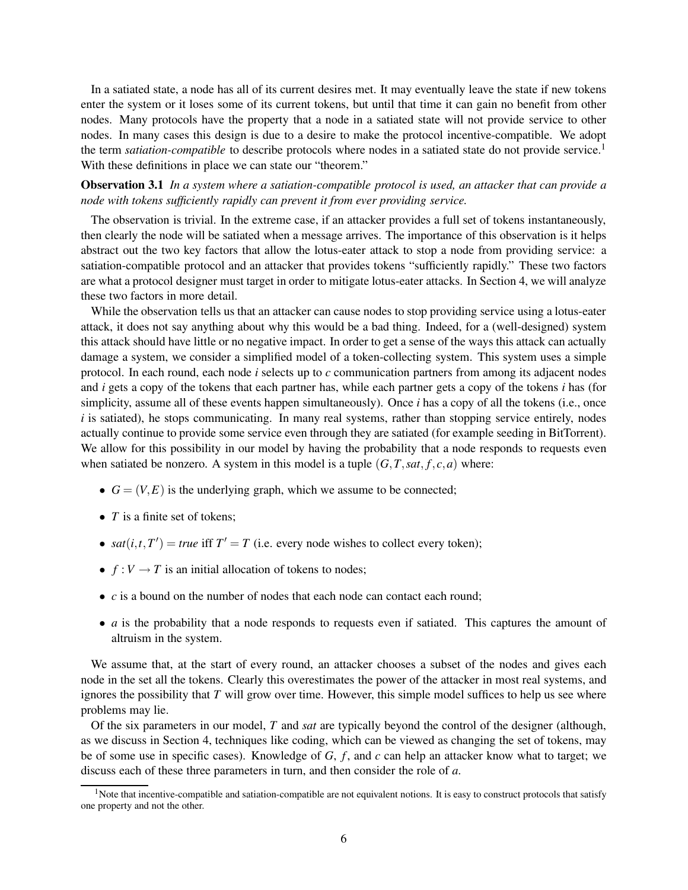In a satiated state, a node has all of its current desires met. It may eventually leave the state if new tokens enter the system or it loses some of its current tokens, but until that time it can gain no benefit from other nodes. Many protocols have the property that a node in a satiated state will not provide service to other nodes. In many cases this design is due to a desire to make the protocol incentive-compatible. We adopt the term *satiation-compatible* to describe protocols where nodes in a satiated state do not provide service.[1] With these definitions in place we can state our "theorem."

**Observation 3.1** *In a system where a satiation-compatible protocol is used, an attacker that can provide a node with tokens sufficiently rapidly can prevent it from ever providing service.*

The observation is trivial. In the extreme case, if an attacker provides a full set of tokens instantaneously, then clearly the node will be satiated when a message arrives. The importance of this observation is it helps abstract out the two key factors that allow the lotus-eater attack to stop a node from providing service: a satiation-compatible protocol and an attacker that provides tokens "sufficiently rapidly." These two factors are what a protocol designer must target in order to mitigate lotus-eater attacks. In Section 4, we will analyze these two factors in more detail.

While the observation tells us that an attacker can cause nodes to stop providing service using a lotus-eater attack, it does not say anything about why this would be a bad thing. Indeed, for a (well-designed) system this attack should have little or no negative impact. In order to get a sense of the ways this attack can actually damage a system, we consider a simplified model of a token-collecting system. This system uses a simple protocol. In each round, each node $i$ selects up to $c$ communication partners from among its adjacent nodes and $i$ gets a copy of the tokens that each partner has, while each partner gets a copy of the tokens $i$ has (for simplicity, assume all of these events happen simultaneously). Once $i$ has a copy of all the tokens (i.e., once $i$ is satiated), he stops communicating. In many real systems, rather than stopping service entirely, nodes actually continue to provide some service even through they are satiated (for example seeding in BitTorrent). We allow for this possibility in our model by having the probability that a node responds to requests even when satiated be nonzero. A system in this model is a tuple $(G, T, sat, f, c, a)$ where:

- $G = (V, E)$ is the underlying graph, which we assume to be connected;
- $T$ is a finite set of tokens;
- $sat(i, t, T') = true$ iff $T' = T$ (i.e. every node wishes to collect every token);
- $f : V \to T$ is an initial allocation of tokens to nodes;
- $c$ is a bound on the number of nodes that each node can contact each round;
- $a$ is the probability that a node responds to requests even if satiated. This captures the amount of altruism in the system.

We assume that, at the start of every round, an attacker chooses a subset of the nodes and gives each node in the set all the tokens. Clearly this overestimates the power of the attacker in most real systems, and ignores the possibility that $T$ will grow over time. However, this simple model suffices to help us see where problems may lie.

Of the six parameters in our model, $T$ and $sat$ are typically beyond the control of the designer (although, as we discuss in Section 4, techniques like coding, which can be viewed as changing the set of tokens, may be of some use in specific cases). Knowledge of $G$, $f$, and $c$ can help an attacker know what to target; we discuss each of these three parameters in turn, and then consider the role of $a$.

[1] Note that incentive-compatible and satiation-compatible are not equivalent notions. It is easy to construct protocols that satisfy one property and not the other.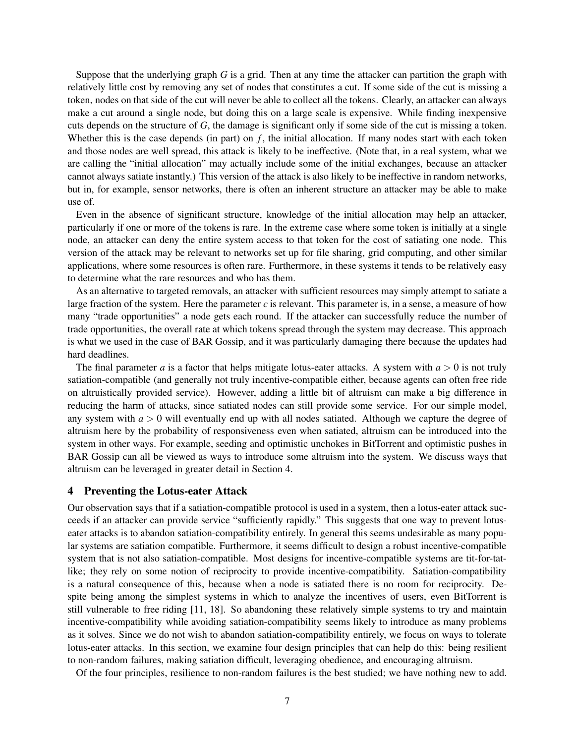Suppose that the underlying graph $G$ is a grid. Then at any time the attacker can partition the graph with relatively little cost by removing any set of nodes that constitutes a cut. If some side of the cut is missing a token, nodes on that side of the cut will never be able to collect all the tokens. Clearly, an attacker can always make a cut around a single node, but doing this on a large scale is expensive. While finding inexpensive cuts depends on the structure of $G$, the damage is significant only if some side of the cut is missing a token. Whether this is the case depends (in part) on $f$, the initial allocation. If many nodes start with each token and those nodes are well spread, this attack is likely to be ineffective. (Note that, in a real system, what we are calling the "initial allocation" may actually include some of the initial exchanges, because an attacker cannot always satiate instantly.) This version of the attack is also likely to be ineffective in random networks, but in, for example, sensor networks, there is often an inherent structure an attacker may be able to make use of.

Even in the absence of significant structure, knowledge of the initial allocation may help an attacker, particularly if one or more of the tokens is rare. In the extreme case where some token is initially at a single node, an attacker can deny the entire system access to that token for the cost of satiating one node. This version of the attack may be relevant to networks set up for file sharing, grid computing, and other similar applications, where some resources is often rare. Furthermore, in these systems it tends to be relatively easy to determine what the rare resources and who has them.

As an alternative to targeted removals, an attacker with sufficient resources may simply attempt to satiate a large fraction of the system. Here the parameter $c$ is relevant. This parameter is, in a sense, a measure of how many "trade opportunities" a node gets each round. If the attacker can successfully reduce the number of trade opportunities, the overall rate at which tokens spread through the system may decrease. This approach is what we used in the case of BAR Gossip, and it was particularly damaging there because the updates had hard deadlines.

The final parameter $a$ is a factor that helps mitigate lotus-eater attacks. A system with $a > 0$ is not truly satiation-compatible (and generally not truly incentive-compatible either, because agents can often free ride on altruistically provided service). However, adding a little bit of altruism can make a big difference in reducing the harm of attacks, since satiated nodes can still provide some service. For our simple model, any system with $a > 0$ will eventually end up with all nodes satiated. Although we capture the degree of altruism here by the probability of responsiveness even when satiated, altruism can be introduced into the system in other ways. For example, seeding and optimistic unchokes in BitTorrent and optimistic pushes in BAR Gossip can all be viewed as ways to introduce some altruism into the system. We discuss ways that altruism can be leveraged in greater detail in Section 4.

## 4 Preventing the Lotus-eater Attack

Our observation says that if a satiation-compatible protocol is used in a system, then a lotus-eater attack succeeds if an attacker can provide service "sufficiently rapidly." This suggests that one way to prevent lotus-eater attacks is to abandon satiation-compatibility entirely. In general this seems undesirable as many popular systems are satiation compatible. Furthermore, it seems difficult to design a robust incentive-compatible system that is not also satiation-compatible. Most designs for incentive-compatible systems are tit-for-tat-like; they rely on some notion of reciprocity to provide incentive-compatibility. Satiation-compatibility is a natural consequence of this, because when a node is satiated there is no room for reciprocity. Despite being among the simplest systems in which to analyze the incentives of users, even BitTorrent is still vulnerable to free riding [11, 18]. So abandoning these relatively simple systems to try and maintain incentive-compatibility while avoiding satiation-compatibility seems likely to introduce as many problems as it solves. Since we do not wish to abandon satiation-compatibility entirely, we focus on ways to tolerate lotus-eater attacks. In this section, we examine four design principles that can help do this: being resilient to non-random failures, making satiation difficult, leveraging obedience, and encouraging altruism.

Of the four principles, resilience to non-random failures is the best studied; we have nothing new to add.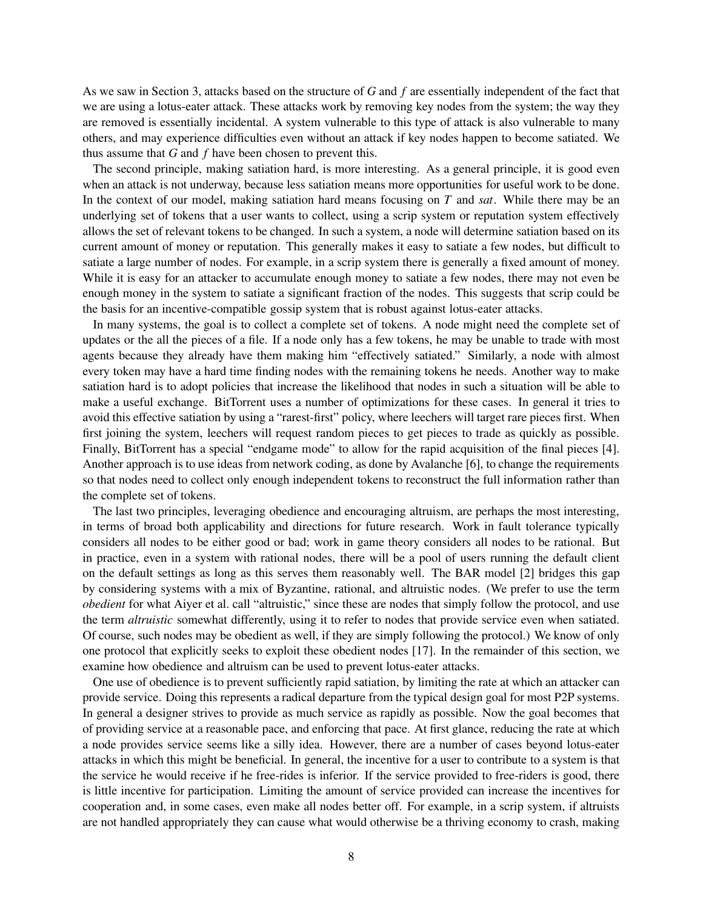As we saw in Section 3, attacks based on the structure of $G$ and $f$ are essentially independent of the fact that we are using a lotus-eater attack. These attacks work by removing key nodes from the system; the way they are removed is essentially incidental. A system vulnerable to this type of attack is also vulnerable to many others, and may experience difficulties even without an attack if key nodes happen to become satiated. We thus assume that $G$ and $f$ have been chosen to prevent this.

The second principle, making satiation hard, is more interesting. As a general principle, it is good even when an attack is not underway, because less satiation means more opportunities for useful work to be done. In the context of our model, making satiation hard means focusing on $T$ and $sat$. While there may be an underlying set of tokens that a user wants to collect, using a scrip system or reputation system effectively allows the set of relevant tokens to be changed. In such a system, a node will determine satiation based on its current amount of money or reputation. This generally makes it easy to satiate a few nodes, but difficult to satiate a large number of nodes. For example, in a scrip system there is generally a fixed amount of money. While it is easy for an attacker to accumulate enough money to satiate a few nodes, there may not even be enough money in the system to satiate a significant fraction of the nodes. This suggests that scrip could be the basis for an incentive-compatible gossip system that is robust against lotus-eater attacks.

In many systems, the goal is to collect a complete set of tokens. A node might need the complete set of updates or the all the pieces of a file. If a node only has a few tokens, he may be unable to trade with most agents because they already have them making him "effectively satiated." Similarly, a node with almost every token may have a hard time finding nodes with the remaining tokens he needs. Another way to make satiation hard is to adopt policies that increase the likelihood that nodes in such a situation will be able to make a useful exchange. BitTorrent uses a number of optimizations for these cases. In general it tries to avoid this effective satiation by using a "rarest-first" policy, where leechers will target rare pieces first. When first joining the system, leechers will request random pieces to get pieces to trade as quickly as possible. Finally, BitTorrent has a special "endgame mode" to allow for the rapid acquisition of the final pieces [4]. Another approach is to use ideas from network coding, as done by Avalanche [6], to change the requirements so that nodes need to collect only enough independent tokens to reconstruct the full information rather than the complete set of tokens.

The last two principles, leveraging obedience and encouraging altruism, are perhaps the most interesting, in terms of broad both applicability and directions for future research. Work in fault tolerance typically considers all nodes to be either good or bad; work in game theory considers all nodes to be rational. But in practice, even in a system with rational nodes, there will be a pool of users running the default client on the default settings as long as this serves them reasonably well. The BAR model [2] bridges this gap by considering systems with a mix of Byzantine, rational, and altruistic nodes. (We prefer to use the term *obedient* for what Aiyer et al. call "altruistic," since these are nodes that simply follow the protocol, and use the term *altruistic* somewhat differently, using it to refer to nodes that provide service even when satiated. Of course, such nodes may be obedient as well, if they are simply following the protocol.) We know of only one protocol that explicitly seeks to exploit these obedient nodes [17]. In the remainder of this section, we examine how obedience and altruism can be used to prevent lotus-eater attacks.

One use of obedience is to prevent sufficiently rapid satiation, by limiting the rate at which an attacker can provide service. Doing this represents a radical departure from the typical design goal for most P2P systems. In general a designer strives to provide as much service as rapidly as possible. Now the goal becomes that of providing service at a reasonable pace, and enforcing that pace. At first glance, reducing the rate at which a node provides service seems like a silly idea. However, there are a number of cases beyond lotus-eater attacks in which this might be beneficial. In general, the incentive for a user to contribute to a system is that the service he would receive if he free-rides is inferior. If the service provided to free-riders is good, there is little incentive for participation. Limiting the amount of service provided can increase the incentives for cooperation and, in some cases, even make all nodes better off. For example, in a scrip system, if altruists are not handled appropriately they can cause what would otherwise be a thriving economy to crash, making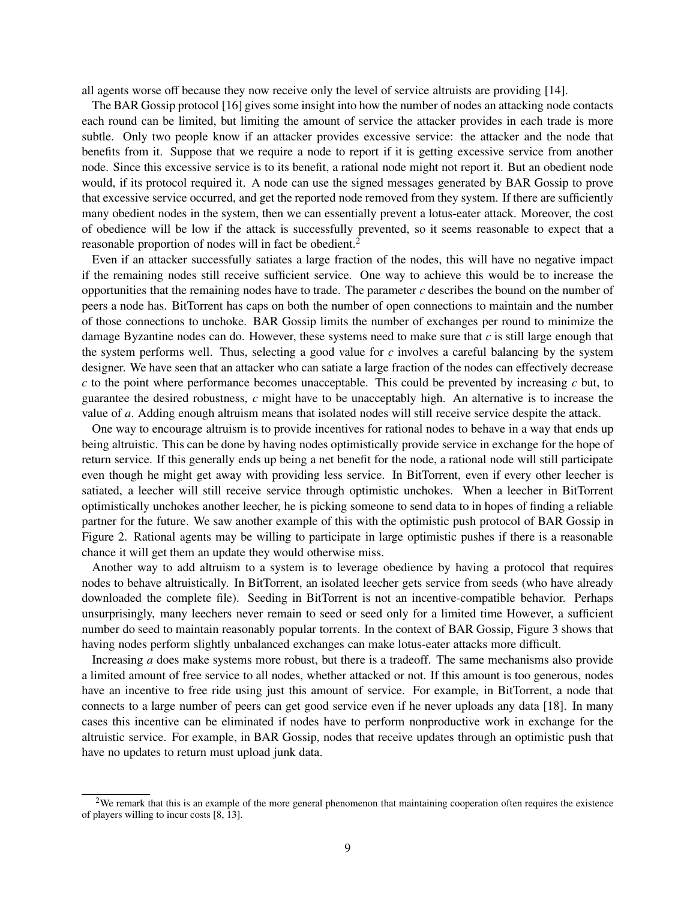all agents worse off because they now receive only the level of service altruists are providing [14].

The BAR Gossip protocol [16] gives some insight into how the number of nodes an attacking node contacts each round can be limited, but limiting the amount of service the attacker provides in each trade is more subtle. Only two people know if an attacker provides excessive service: the attacker and the node that benefits from it. Suppose that we require a node to report if it is getting excessive service from another node. Since this excessive service is to its benefit, a rational node might not report it. But an obedient node would, if its protocol required it. A node can use the signed messages generated by BAR Gossip to prove that excessive service occurred, and get the reported node removed from they system. If there are sufficiently many obedient nodes in the system, then we can essentially prevent a lotus-eater attack. Moreover, the cost of obedience will be low if the attack is successfully prevented, so it seems reasonable to expect that a reasonable proportion of nodes will in fact be obedient.[2]

Even if an attacker successfully satiates a large fraction of the nodes, this will have no negative impact if the remaining nodes still receive sufficient service. One way to achieve this would be to increase the opportunities that the remaining nodes have to trade. The parameter $c$ describes the bound on the number of peers a node has. BitTorrent has caps on both the number of open connections to maintain and the number of those connections to unchoke. BAR Gossip limits the number of exchanges per round to minimize the damage Byzantine nodes can do. However, these systems need to make sure that $c$ is still large enough that the system performs well. Thus, selecting a good value for $c$ involves a careful balancing by the system designer. We have seen that an attacker who can satiate a large fraction of the nodes can effectively decrease $c$ to the point where performance becomes unacceptable. This could be prevented by increasing $c$ but, to guarantee the desired robustness, $c$ might have to be unacceptably high. An alternative is to increase the value of $a$. Adding enough altruism means that isolated nodes will still receive service despite the attack.

One way to encourage altruism is to provide incentives for rational nodes to behave in a way that ends up being altruistic. This can be done by having nodes optimistically provide service in exchange for the hope of return service. If this generally ends up being a net benefit for the node, a rational node will still participate even though he might get away with providing less service. In BitTorrent, even if every other leecher is satiated, a leecher will still receive service through optimistic unchokes. When a leecher in BitTorrent optimistically unchokes another leecher, he is picking someone to send data to in hopes of finding a reliable partner for the future. We saw another example of this with the optimistic push protocol of BAR Gossip in Figure 2. Rational agents may be willing to participate in large optimistic pushes if there is a reasonable chance it will get them an update they would otherwise miss.

Another way to add altruism to a system is to leverage obedience by having a protocol that requires nodes to behave altruistically. In BitTorrent, an isolated leecher gets service from seeds (who have already downloaded the complete file). Seeding in BitTorrent is not an incentive-compatible behavior. Perhaps unsurprisingly, many leechers never remain to seed or seed only for a limited time However, a sufficient number do seed to maintain reasonably popular torrents. In the context of BAR Gossip, Figure 3 shows that having nodes perform slightly unbalanced exchanges can make lotus-eater attacks more difficult.

Increasing $a$ does make systems more robust, but there is a tradeoff. The same mechanisms also provide a limited amount of free service to all nodes, whether attacked or not. If this amount is too generous, nodes have an incentive to free ride using just this amount of service. For example, in BitTorrent, a node that connects to a large number of peers can get good service even if he never uploads any data [18]. In many cases this incentive can be eliminated if nodes have to perform nonproductive work in exchange for the altruistic service. For example, in BAR Gossip, nodes that receive updates through an optimistic push that have no updates to return must upload junk data.

[2] We remark that this is an example of the more general phenomenon that maintaining cooperation often requires the existence of players willing to incur costs [8, 13].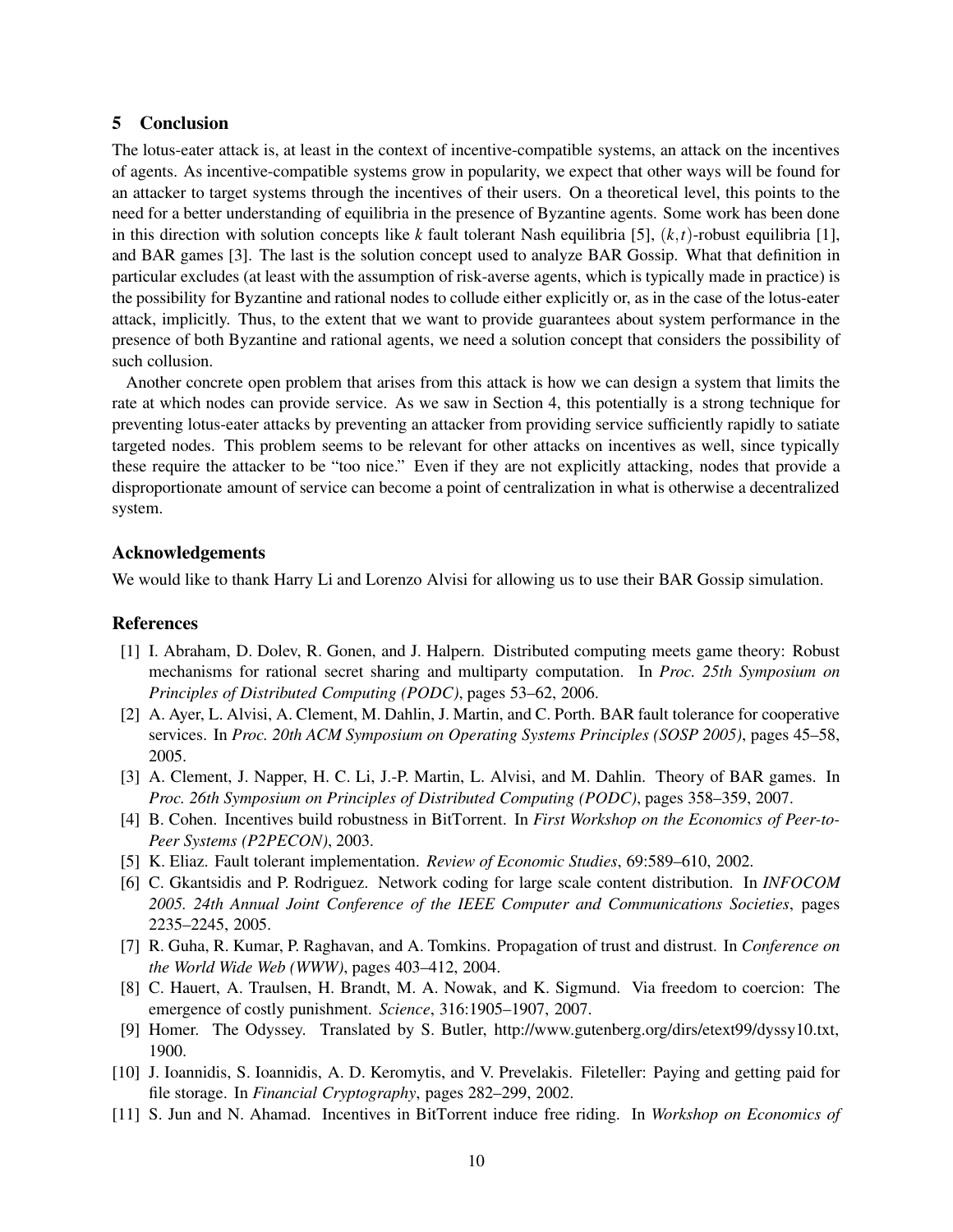## 5 Conclusion

The lotus-eater attack is, at least in the context of incentive-compatible systems, an attack on the incentives of agents. As incentive-compatible systems grow in popularity, we expect that other ways will be found for an attacker to target systems through the incentives of their users. On a theoretical level, this points to the need for a better understanding of equilibria in the presence of Byzantine agents. Some work has been done in this direction with solution concepts like $k$ fault tolerant Nash equilibria [5], $(k,t)$-robust equilibria [1], and BAR games [3]. The last is the solution concept used to analyze BAR Gossip. What that definition in particular excludes (at least with the assumption of risk-averse agents, which is typically made in practice) is the possibility for Byzantine and rational nodes to collude either explicitly or, as in the case of the lotus-eater attack, implicitly. Thus, to the extent that we want to provide guarantees about system performance in the presence of both Byzantine and rational agents, we need a solution concept that considers the possibility of such collusion.

Another concrete open problem that arises from this attack is how we can design a system that limits the rate at which nodes can provide service. As we saw in Section 4, this potentially is a strong technique for preventing lotus-eater attacks by preventing an attacker from providing service sufficiently rapidly to satiate targeted nodes. This problem seems to be relevant for other attacks on incentives as well, since typically these require the attacker to be "too nice." Even if they are not explicitly attacking, nodes that provide a disproportionate amount of service can become a point of centralization in what is otherwise a decentralized system.

### Acknowledgements

We would like to thank Harry Li and Lorenzo Alvisi for allowing us to use their BAR Gossip simulation.

### References

[1] I. Abraham, D. Dolev, R. Gonen, and J. Halpern. Distributed computing meets game theory: Robust mechanisms for rational secret sharing and multiparty computation. In *Proc. 25th Symposium on Principles of Distributed Computing (PODC)*, pages 53–62, 2006.

[2] A. Ayer, L. Alvisi, A. Clement, M. Dahlin, J. Martin, and C. Porth. BAR fault tolerance for cooperative services. In *Proc. 20th ACM Symposium on Operating Systems Principles (SOSP 2005)*, pages 45–58, 2005.

[3] A. Clement, J. Napper, H. C. Li, J.-P. Martin, L. Alvisi, and M. Dahlin. Theory of BAR games. In *Proc. 26th Symposium on Principles of Distributed Computing (PODC)*, pages 358–359, 2007.

[4] B. Cohen. Incentives build robustness in BitTorrent. In *First Workshop on the Economics of Peer-to-Peer Systems (P2PECON)*, 2003.

[5] K. Eliaz. Fault tolerant implementation. *Review of Economic Studies*, 69:589–610, 2002.

[6] C. Gkantsidis and P. Rodriguez. Network coding for large scale content distribution. In *INFOCOM 2005. 24th Annual Joint Conference of the IEEE Computer and Communications Societies*, pages 2235–2245, 2005.

[7] R. Guha, R. Kumar, P. Raghavan, and A. Tomkins. Propagation of trust and distrust. In *Conference on the World Wide Web (WWW)*, pages 403–412, 2004.

[8] C. Hauert, A. Traulsen, H. Brandt, M. A. Nowak, and K. Sigmund. Via freedom to coercion: The emergence of costly punishment. *Science*, 316:1905–1907, 2007.

[9] Homer. The Odyssey. Translated by S. Butler, http://www.gutenberg.org/dirs/etext99/dyssy10.txt, 1900.

[10] J. Ioannidis, S. Ioannidis, A. D. Keromytis, and V. Prevelakis. Fileteller: Paying and getting paid for file storage. In *Financial Cryptography*, pages 282–299, 2002.

[11] S. Jun and N. Ahamad. Incentives in BitTorrent induce free riding. In *Workshop on Economics of*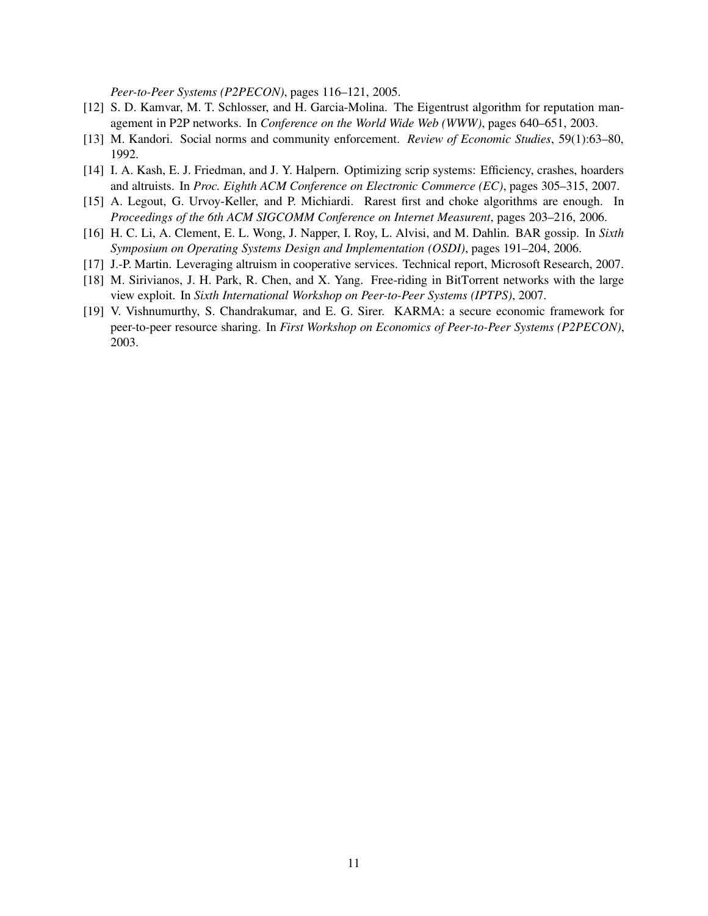*Peer-to-Peer Systems (P2PECON)*, pages 116–121, 2005.

[12] S. D. Kamvar, M. T. Schlosser, and H. Garcia-Molina. The Eigentrust algorithm for reputation management in P2P networks. In *Conference on the World Wide Web (WWW)*, pages 640–651, 2003.

[13] M. Kandori. Social norms and community enforcement. *Review of Economic Studies*, 59(1):63–80, 1992.

[14] I. A. Kash, E. J. Friedman, and J. Y. Halpern. Optimizing scrip systems: Efficiency, crashes, hoarders and altruists. In *Proc. Eighth ACM Conference on Electronic Commerce (EC)*, pages 305–315, 2007.

[15] A. Legout, G. Urvoy-Keller, and P. Michiardi. Rarest first and choke algorithms are enough. In *Proceedings of the 6th ACM SIGCOMM Conference on Internet Measurent*, pages 203–216, 2006.

[16] H. C. Li, A. Clement, E. L. Wong, J. Napper, I. Roy, L. Alvisi, and M. Dahlin. BAR gossip. In *Sixth Symposium on Operating Systems Design and Implementation (OSDI)*, pages 191–204, 2006.

[17] J.-P. Martin. Leveraging altruism in cooperative services. Technical report, Microsoft Research, 2007.

[18] M. Sirivianos, J. H. Park, R. Chen, and X. Yang. Free-riding in BitTorrent networks with the large view exploit. In *Sixth International Workshop on Peer-to-Peer Systems (IPTPS)*, 2007.

[19] V. Vishnumurthy, S. Chandrakumar, and E. G. Sirer. KARMA: a secure economic framework for peer-to-peer resource sharing. In *First Workshop on Economics of Peer-to-Peer Systems (P2PECON)*, 2003.